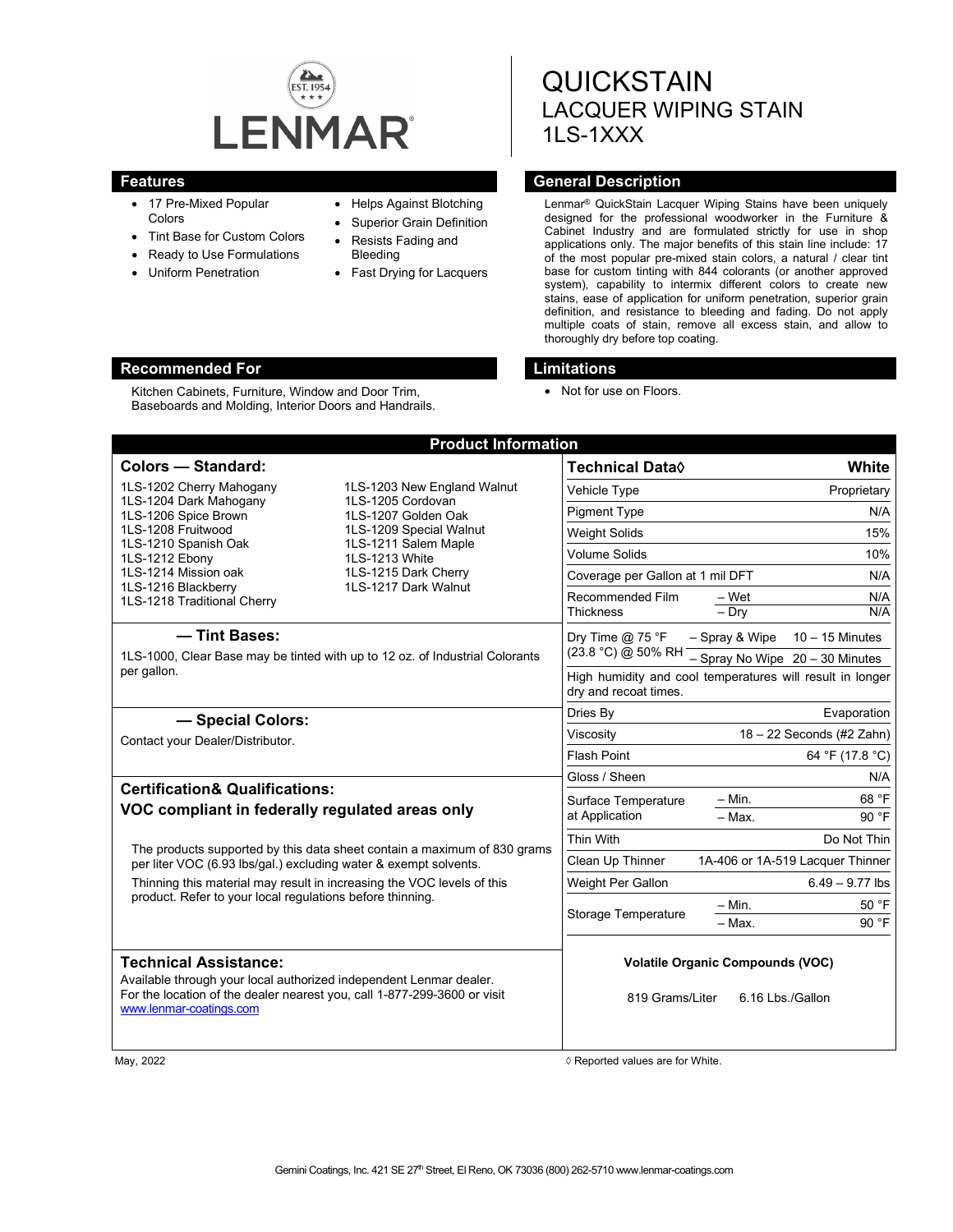# LENMAR

# QUICKSTAIN
## LACQUER WIPING STAIN
## 1LS-1XXX

## Features

- 17 Pre-Mixed Popular Colors
- Tint Base for Custom Colors
- Ready to Use Formulations
- Uniform Penetration
- Helps Against Blotching
- Superior Grain Definition
- Resists Fading and Bleeding
- Fast Drying for Lacquers

## General Description

Lenmar® QuickStain Lacquer Wiping Stains have been uniquely designed for the professional woodworker in the Furniture & Cabinet Industry and are formulated strictly for use in shop applications only. The major benefits of this stain line include: 17 of the most popular pre-mixed stain colors, a natural / clear tint base for custom tinting with 844 colorants (or another approved system), capability to intermix different colors to create new stains, ease of application for uniform penetration, superior grain definition, and resistance to bleeding and fading. Do not apply multiple coats of stain, remove all excess stain, and allow to thoroughly dry before top coating.

## Recommended For

Kitchen Cabinets, Furniture, Window and Door Trim, Baseboards and Molding, Interior Doors and Handrails.

## Limitations

- Not for use on Floors.

## Product Information

### Colors — Standard:

| | |
|---|---|
| 1LS-1202 Cherry Mahogany | 1LS-1203 New England Walnut |
| 1LS-1204 Dark Mahogany | 1LS-1205 Cordovan |
| 1LS-1206 Spice Brown | 1LS-1207 Golden Oak |
| 1LS-1208 Fruitwood | 1LS-1209 Special Walnut |
| 1LS-1210 Spanish Oak | 1LS-1211 Salem Maple |
| 1LS-1212 Ebony | 1LS-1213 White |
| 1LS-1214 Mission oak | 1LS-1215 Dark Cherry |
| 1LS-1216 Blackberry | 1LS-1217 Dark Walnut |
| 1LS-1218 Traditional Cherry | |

### — Tint Bases:

1LS-1000, Clear Base may be tinted with up to 12 oz. of Industrial Colorants per gallon.

### — Special Colors:

Contact your Dealer/Distributor.

### Certification& Qualifications:

**VOC compliant in federally regulated areas only**

The products supported by this data sheet contain a maximum of 830 grams per liter VOC (6.93 lbs/gal.) excluding water & exempt solvents.

Thinning this material may result in increasing the VOC levels of this product. Refer to your local regulations before thinning.

### Technical Assistance:

Available through your local authorized independent Lenmar dealer. For the location of the dealer nearest you, call 1-877-299-3600 or visit www.lenmar-coatings.com

| Technical Data◊ | | White |
|---|---|---|
| Vehicle Type | | Proprietary |
| Pigment Type | | N/A |
| Weight Solids | | 15% |
| Volume Solids | | 10% |
| Coverage per Gallon at 1 mil DFT | | N/A |
| Recommended Film Thickness | – Wet | N/A |
| | – Dry | N/A |
| Dry Time @ 75 °F (23.8 °C) @ 50% RH | – Spray & Wipe | 10 – 15 Minutes |
| | – Spray No Wipe | 20 – 30 Minutes |
| High humidity and cool temperatures will result in longer dry and recoat times. | | |
| Dries By | | Evaporation |
| Viscosity | | 18 – 22 Seconds (#2 Zahn) |
| Flash Point | | 64 °F (17.8 °C) |
| Gloss / Sheen | | N/A |
| Surface Temperature at Application | – Min. | 68 °F |
| | – Max. | 90 °F |
| Thin With | | Do Not Thin |
| Clean Up Thinner | | 1A-406 or 1A-519 Lacquer Thinner |
| Weight Per Gallon | | 6.49 – 9.77 lbs |
| Storage Temperature | – Min. | 50 °F |
| | – Max. | 90 °F |

**Volatile Organic Compounds (VOC)**

819 Grams/Liter 6.16 Lbs./Gallon

May, 2022

◊ Reported values are for White.

Gemini Coatings, Inc. 421 SE 27th Street, El Reno, OK 73036 (800) 262-5710 www.lenmar-coatings.com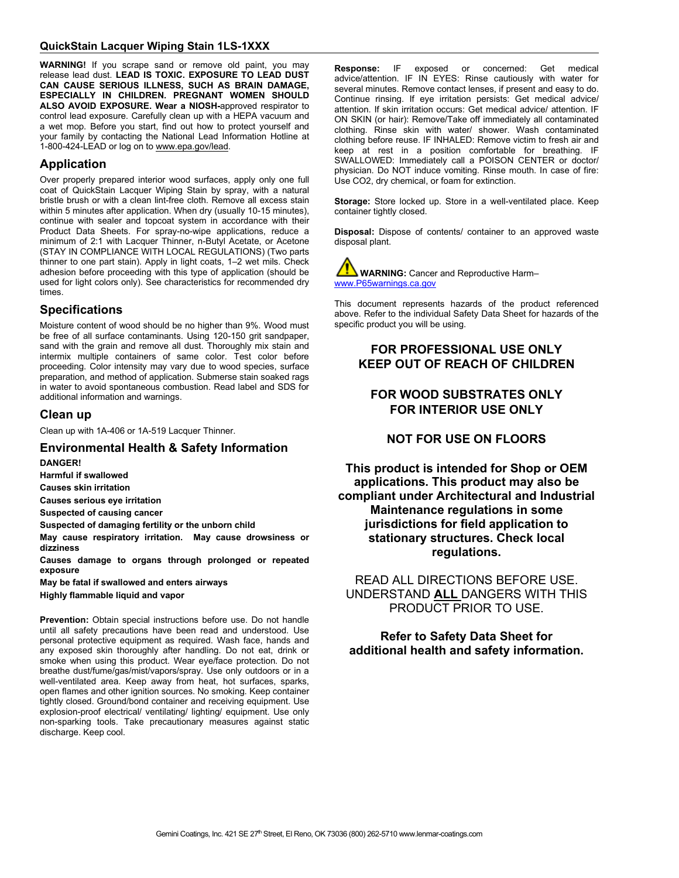## QuickStain Lacquer Wiping Stain 1LS-1XXX

**WARNING!** If you scrape sand or remove old paint, you may release lead dust. **LEAD IS TOXIC. EXPOSURE TO LEAD DUST CAN CAUSE SERIOUS ILLNESS, SUCH AS BRAIN DAMAGE, ESPECIALLY IN CHILDREN. PREGNANT WOMEN SHOULD ALSO AVOID EXPOSURE. Wear a NIOSH-**approved respirator to control lead exposure. Carefully clean up with a HEPA vacuum and a wet mop. Before you start, find out how to protect yourself and your family by contacting the National Lead Information Hotline at 1-800-424-LEAD or log on to www.epa.gov/lead.

## Application

Over properly prepared interior wood surfaces, apply only one full coat of QuickStain Lacquer Wiping Stain by spray, with a natural bristle brush or with a clean lint-free cloth. Remove all excess stain within 5 minutes after application. When dry (usually 10-15 minutes), continue with sealer and topcoat system in accordance with their Product Data Sheets. For spray-no-wipe applications, reduce a minimum of 2:1 with Lacquer Thinner, n-Butyl Acetate, or Acetone (STAY IN COMPLIANCE WITH LOCAL REGULATIONS) (Two parts thinner to one part stain). Apply in light coats, 1–2 wet mils. Check adhesion before proceeding with this type of application (should be used for light colors only). See characteristics for recommended dry times.

## Specifications

Moisture content of wood should be no higher than 9%. Wood must be free of all surface contaminants. Using 120-150 grit sandpaper, sand with the grain and remove all dust. Thoroughly mix stain and intermix multiple containers of same color. Test color before proceeding. Color intensity may vary due to wood species, surface preparation, and method of application. Submerse stain soaked rags in water to avoid spontaneous combustion. Read label and SDS for additional information and warnings.

## Clean up

Clean up with 1A-406 or 1A-519 Lacquer Thinner.

## Environmental Health & Safety Information

**DANGER!**

**Harmful if swallowed**

**Causes skin irritation**

**Causes serious eye irritation**

**Suspected of causing cancer**

**Suspected of damaging fertility or the unborn child**

**May cause respiratory irritation. May cause drowsiness or dizziness**

**Causes damage to organs through prolonged or repeated exposure**

**May be fatal if swallowed and enters airways**

**Highly flammable liquid and vapor**

**Prevention:** Obtain special instructions before use. Do not handle until all safety precautions have been read and understood. Use personal protective equipment as required. Wash face, hands and any exposed skin thoroughly after handling. Do not eat, drink or smoke when using this product. Wear eye/face protection. Do not breathe dust/fume/gas/mist/vapors/spray. Use only outdoors or in a well-ventilated area. Keep away from heat, hot surfaces, sparks, open flames and other ignition sources. No smoking. Keep container tightly closed. Ground/bond container and receiving equipment. Use explosion-proof electrical/ ventilating/ lighting/ equipment. Use only non-sparking tools. Take precautionary measures against static discharge. Keep cool.

**Response:** IF exposed or concerned: Get medical advice/attention. IF IN EYES: Rinse cautiously with water for several minutes. Remove contact lenses, if present and easy to do. Continue rinsing. If eye irritation persists: Get medical advice/ attention. If skin irritation occurs: Get medical advice/ attention. IF ON SKIN (or hair): Remove/Take off immediately all contaminated clothing. Rinse skin with water/ shower. Wash contaminated clothing before reuse. IF INHALED: Remove victim to fresh air and keep at rest in a position comfortable for breathing. IF SWALLOWED: Immediately call a POISON CENTER or doctor/ physician. Do NOT induce vomiting. Rinse mouth. In case of fire: Use CO2, dry chemical, or foam for extinction.

**Storage:** Store locked up. Store in a well-ventilated place. Keep container tightly closed.

**Disposal:** Dispose of contents/ container to an approved waste disposal plant.

**WARNING:** Cancer and Reproductive Harm– www.P65warnings.ca.gov

This document represents hazards of the product referenced above. Refer to the individual Safety Data Sheet for hazards of the specific product you will be using.

**FOR PROFESSIONAL USE ONLY**
**KEEP OUT OF REACH OF CHILDREN**

**FOR WOOD SUBSTRATES ONLY**
**FOR INTERIOR USE ONLY**

**NOT FOR USE ON FLOORS**

**This product is intended for Shop or OEM applications. This product may also be compliant under Architectural and Industrial Maintenance regulations in some jurisdictions for field application to stationary structures. Check local regulations.**

READ ALL DIRECTIONS BEFORE USE. UNDERSTAND **ALL** DANGERS WITH THIS PRODUCT PRIOR TO USE.

**Refer to Safety Data Sheet for additional health and safety information.**

Gemini Coatings, Inc. 421 SE 27th Street, El Reno, OK 73036 (800) 262-5710 www.lenmar-coatings.com